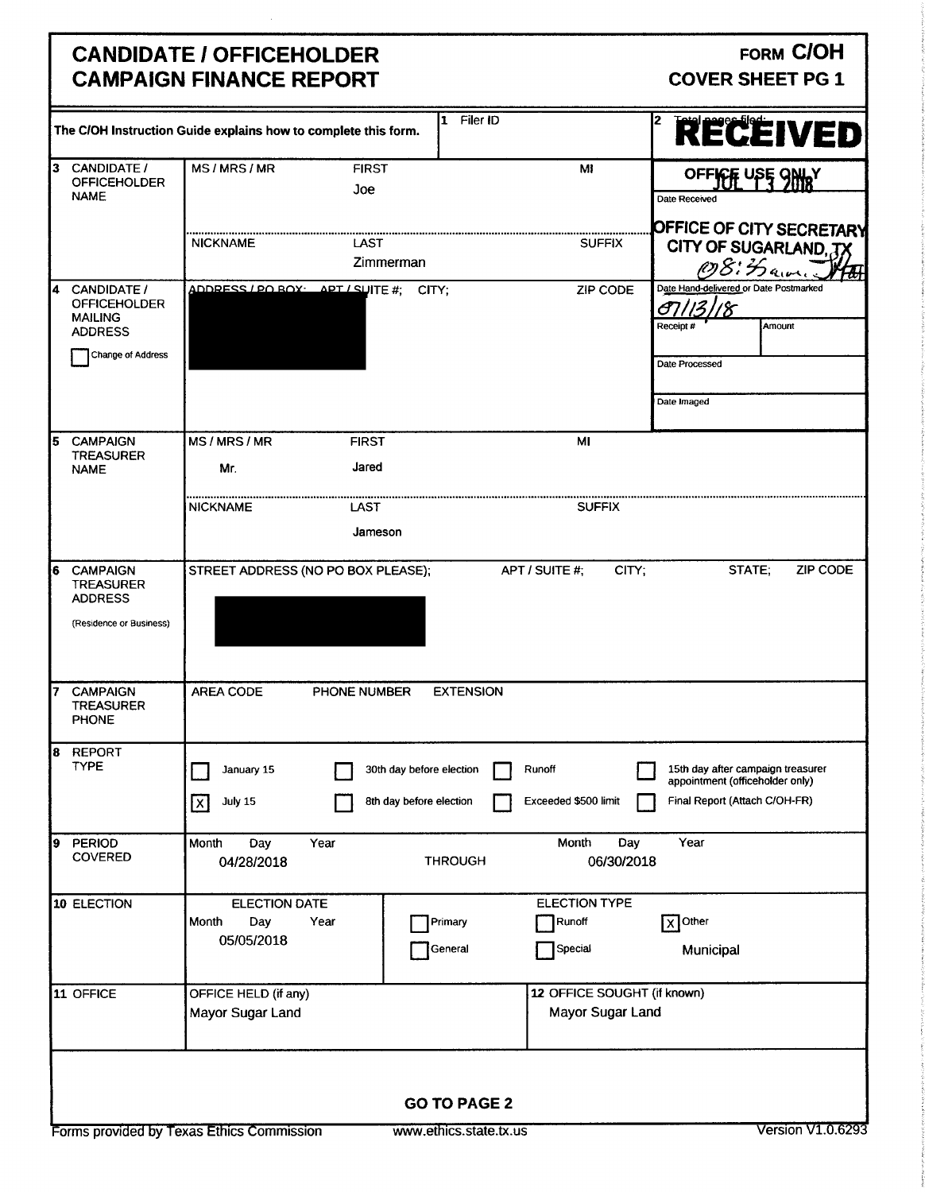# CANDIDATE / OFFICEHOLDER CAMPAIGN FINANCE REPORT

**FORM C/OH**
**COVER SHEET PG 1**

| | | | |
|---|---|---|---|
| The C/OH Instruction Guide explains how to complete this form. | | 1 Filer ID | 2 Total pages filed: **RECEIVED** |
| 3 CANDIDATE / OFFICEHOLDER NAME | MS / MRS / MR | FIRST: Joe | MI |
| | NICKNAME | LAST: Zimmerman | SUFFIX |
| 4 CANDIDATE / OFFICEHOLDER MAILING ADDRESS ☐ Change of Address | ADDRESS / PO BOX; APT / SUITE #; CITY; | | ZIP CODE |

**OFFICE USE ONLY**

Date Received: JUL 13 2018

OFFICE OF CITY SECRETARY CITY OF SUGARLAND, TX 08:35am

Date Hand-delivered or Date Postmarked: 07/13/18

Receipt # | Amount

Date Processed

Date Imaged

| | | | |
|---|---|---|---|
| 5 CAMPAIGN TREASURER NAME | MS / MRS / MR: Mr. | FIRST: Jared | MI |
| | NICKNAME | LAST: Jameson | SUFFIX |
| 6 CAMPAIGN TREASURER ADDRESS (Residence or Business) | STREET ADDRESS (NO PO BOX PLEASE); APT / SUITE #; CITY; STATE; ZIP CODE | | |
| 7 CAMPAIGN TREASURER PHONE | AREA CODE | PHONE NUMBER | EXTENSION |

**8 REPORT TYPE**

- ☐ January 15
- ☒ July 15
- ☐ 30th day before election
- ☐ 8th day before election
- ☐ Runoff
- ☐ Exceeded $500 limit
- ☐ 15th day after campaign treasurer appointment (officeholder only)
- ☐ Final Report (Attach C/OH-FR)

**9 PERIOD COVERED**

Month Day Year: 04/28/2018 THROUGH Month Day Year: 06/30/2018

**10 ELECTION**

ELECTION DATE (Month Day Year): 05/05/2018

ELECTION TYPE: ☐ Primary ☐ General ☐ Runoff ☐ Special ☒ Other: Municipal

**11 OFFICE**

OFFICE HELD (if any): Mayor Sugar Land

**12 OFFICE SOUGHT (if known):** Mayor Sugar Land

**GO TO PAGE 2**

Forms provided by Texas Ethics Commission www.ethics.state.tx.us Version V1.0.6293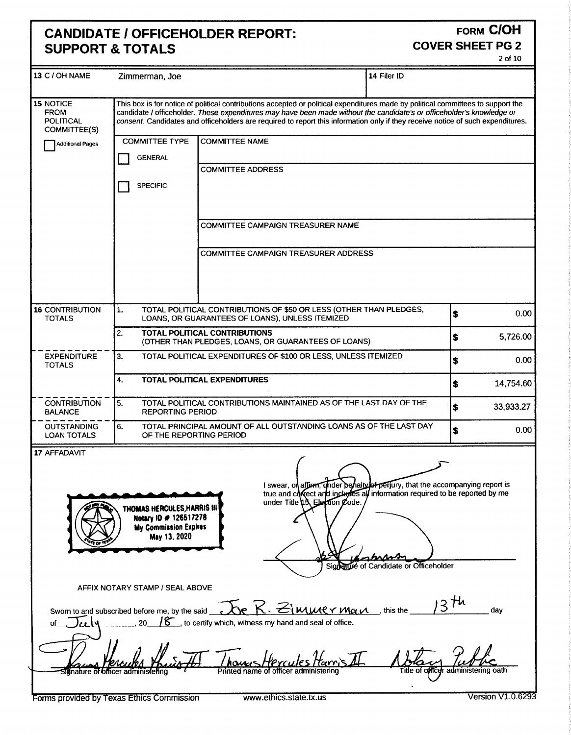# CANDIDATE / OFFICEHOLDER REPORT: SUPPORT & TOTALS

**FORM C/OH**
**COVER SHEET PG 2**

| | | | |
|---|---|---|---|
| **13** C / OH NAME | Zimmerman, Joe | **14** Filer ID | |

**15** NOTICE FROM POLITICAL COMMITTEE(S)

☐ Additional Pages

This box is for notice of political contributions accepted or political expenditures made by political committees to support the candidate / officeholder. *These expenditures may have been made without the candidate's or officeholder's knowledge or consent.* Candidates and officeholders are required to report this information only if they receive notice of such expenditures.

| COMMITTEE TYPE | |
|---|---|
| ☐ GENERAL | COMMITTEE NAME |
| ☐ SPECIFIC | COMMITTEE ADDRESS |
| | COMMITTEE CAMPAIGN TREASURER NAME |
| | COMMITTEE CAMPAIGN TREASURER ADDRESS |

| | | |
|---|---|---|
| **16** CONTRIBUTION TOTALS | 1. TOTAL POLITICAL CONTRIBUTIONS OF $50 OR LESS (OTHER THAN PLEDGES, LOANS, OR GUARANTEES OF LOANS), UNLESS ITEMIZED | $ 0.00 |
| | 2. **TOTAL POLITICAL CONTRIBUTIONS** (OTHER THAN PLEDGES, LOANS, OR GUARANTEES OF LOANS) | $ 5,726.00 |
| EXPENDITURE TOTALS | 3. TOTAL POLITICAL EXPENDITURES OF $100 OR LESS, UNLESS ITEMIZED | $ 0.00 |
| | 4. **TOTAL POLITICAL EXPENDITURES** | $ 14,754.60 |
| CONTRIBUTION BALANCE | 5. TOTAL POLITICAL CONTRIBUTIONS MAINTAINED AS OF THE LAST DAY OF THE REPORTING PERIOD | $ 33,933.27 |
| OUTSTANDING LOAN TOTALS | 6. TOTAL PRINCIPAL AMOUNT OF ALL OUTSTANDING LOANS AS OF THE LAST DAY OF THE REPORTING PERIOD | $ 0.00 |

**17** AFFADAVIT

THOMAS HERCULES HARRIS III
Notary ID # 126517278
My Commission Expires
May 13, 2020

I swear, or affirm, under penalty of perjury, that the accompanying report is true and correct and includes all information required to be reported by me under Title 15, Election Code.

Signature of Candidate or Officeholder

AFFIX NOTARY STAMP / SEAL ABOVE

Sworn to and subscribed before me, by the said Joe R. Zimmerman, this the 13th day of July, 20 18, to certify which, witness my hand and seal of office.

| | | |
|---|---|---|
| Thomas Hercules Harris III | Thomas Hercules Harris III | Notary Public |
| Signature of officer administering | Printed name of officer administering | Title of officer administering oath |

Forms provided by Texas Ethics Commission www.ethics.state.tx.us Version V1.0.6293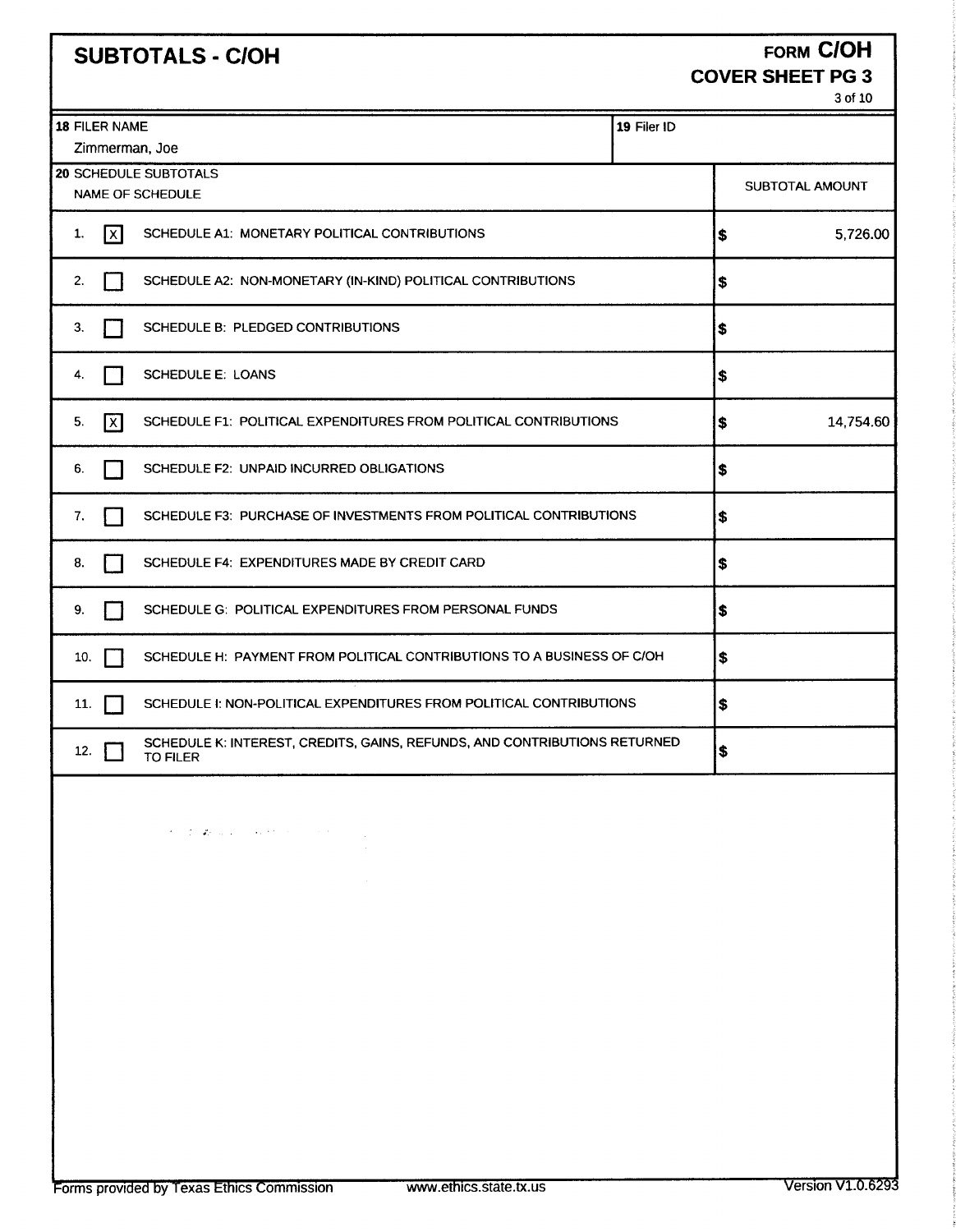# SUBTOTALS - C/OH

## FORM C/OH COVER SHEET PG 3

| 18 FILER NAME | 19 Filer ID |
|---|---|
| Zimmerman, Joe | |

| 20 SCHEDULE SUBTOTALS NAME OF SCHEDULE | SUBTOTAL AMOUNT |
|---|---|
| 1. [X] SCHEDULE A1: MONETARY POLITICAL CONTRIBUTIONS | $ 5,726.00 |
| 2. [ ] SCHEDULE A2: NON-MONETARY (IN-KIND) POLITICAL CONTRIBUTIONS | $ |
| 3. [ ] SCHEDULE B: PLEDGED CONTRIBUTIONS | $ |
| 4. [ ] SCHEDULE E: LOANS | $ |
| 5. [X] SCHEDULE F1: POLITICAL EXPENDITURES FROM POLITICAL CONTRIBUTIONS | $ 14,754.60 |
| 6. [ ] SCHEDULE F2: UNPAID INCURRED OBLIGATIONS | $ |
| 7. [ ] SCHEDULE F3: PURCHASE OF INVESTMENTS FROM POLITICAL CONTRIBUTIONS | $ |
| 8. [ ] SCHEDULE F4: EXPENDITURES MADE BY CREDIT CARD | $ |
| 9. [ ] SCHEDULE G: POLITICAL EXPENDITURES FROM PERSONAL FUNDS | $ |
| 10. [ ] SCHEDULE H: PAYMENT FROM POLITICAL CONTRIBUTIONS TO A BUSINESS OF C/OH | $ |
| 11. [ ] SCHEDULE I: NON-POLITICAL EXPENDITURES FROM POLITICAL CONTRIBUTIONS | $ |
| 12. [ ] SCHEDULE K: INTEREST, CREDITS, GAINS, REFUNDS, AND CONTRIBUTIONS RETURNED TO FILER | $ |

Forms provided by Texas Ethics Commission www.ethics.state.tx.us Version V1.0.6293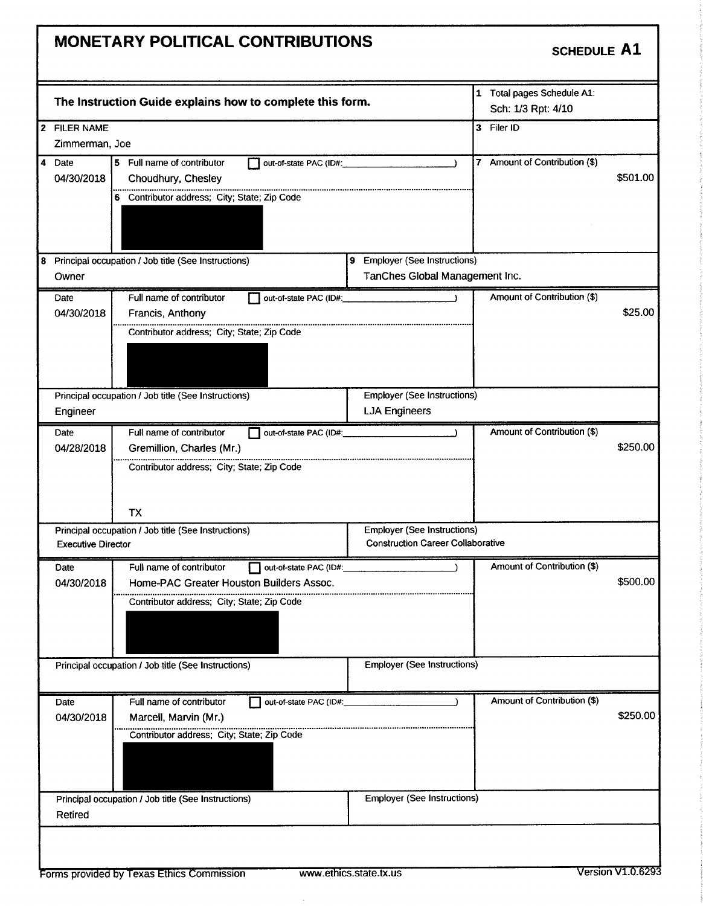# MONETARY POLITICAL CONTRIBUTIONS

**SCHEDULE A1**

**The Instruction Guide explains how to complete this form.**

1 Total pages Schedule A1: Sch: 1/3 Rpt: 4/10

2 FILER NAME: Zimmerman, Joe

3 Filer ID:

| 4 Date | 5 Full name of contributor | 6 Contributor address; City; State; Zip Code | 7 Amount of Contribution ($) | 8 Principal occupation / Job title | 9 Employer |
|---|---|---|---|---|---|
| 04/30/2018 | Choudhury, Chesley | [redacted] | $501.00 | Owner | TanChes Global Management Inc. |
| 04/30/2018 | Francis, Anthony | [redacted] | $25.00 | Engineer | LJA Engineers |
| 04/28/2018 | Gremillion, Charles (Mr.) | TX | $250.00 | Executive Director | Construction Career Collaborative |
| 04/30/2018 | Home-PAC Greater Houston Builders Assoc. | [redacted] | $500.00 | | |
| 04/30/2018 | Marcell, Marvin (Mr.) | [redacted] | $250.00 | Retired | |

Out-of-state PAC (ID#: ) — not checked for any contributor.

Forms provided by Texas Ethics Commission www.ethics.state.tx.us Version V1.0.6293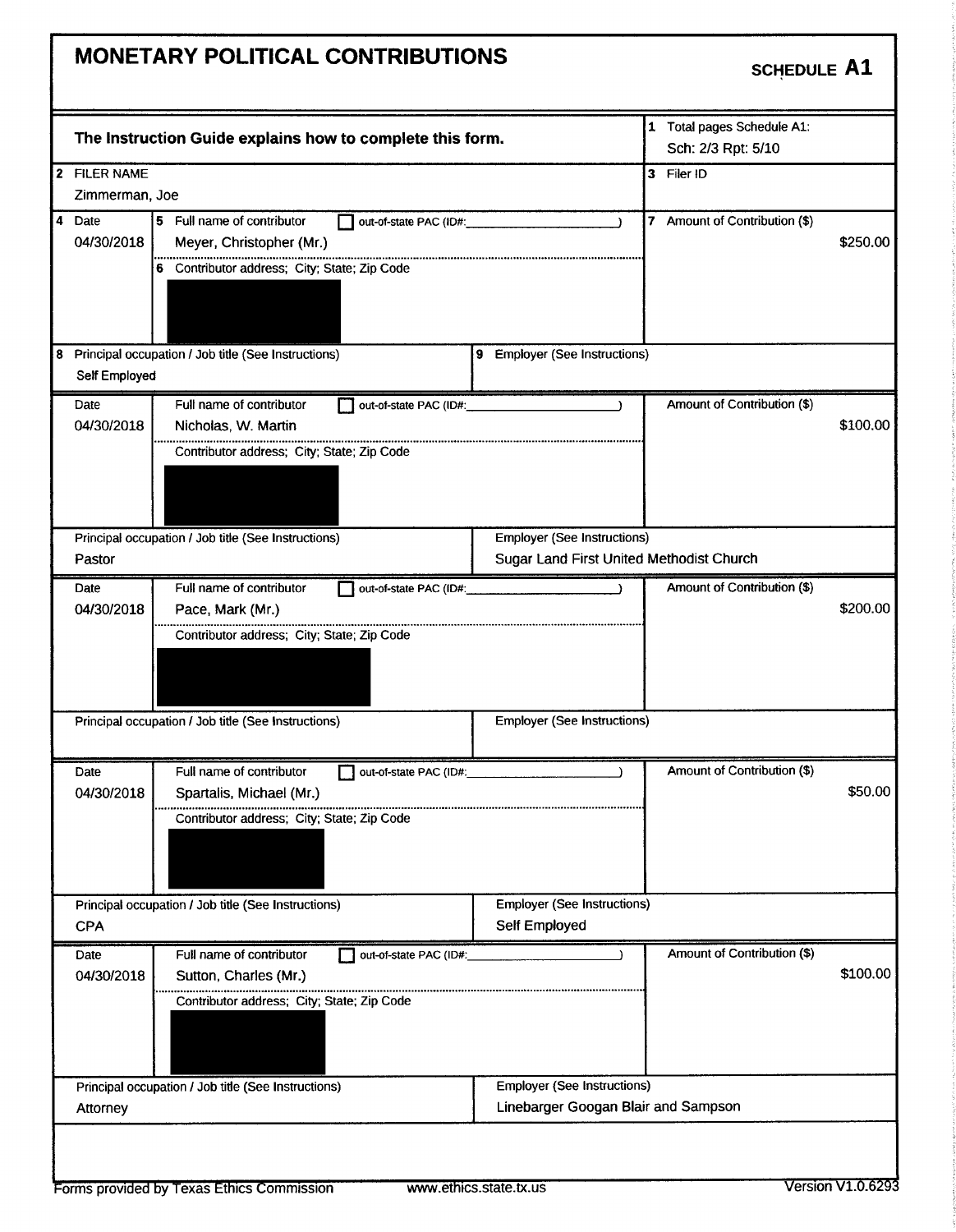# MONETARY POLITICAL CONTRIBUTIONS

**SCHEDULE A1**

**The Instruction Guide explains how to complete this form.**

1 Total pages Schedule A1: Sch: 2/3 Rpt: 5/10

2 FILER NAME: Zimmerman, Joe

3 Filer ID:

| 4 Date | 5 Full name of contributor | out-of-state PAC (ID#: ) | 7 Amount of Contribution ($) |
|---|---|---|---|
| 04/30/2018 | Meyer, Christopher (Mr.) | ☐ | $250.00 |

6 Contributor address; City; State; Zip Code: [redacted]

| 8 Principal occupation / Job title (See Instructions) | 9 Employer (See Instructions) |
|---|---|
| Self Employed | |

| Date | Full name of contributor | out-of-state PAC (ID#: ) | Amount of Contribution ($) |
|---|---|---|---|
| 04/30/2018 | Nicholas, W. Martin | ☐ | $100.00 |

Contributor address; City; State; Zip Code: [redacted]

| Principal occupation / Job title (See Instructions) | Employer (See Instructions) |
|---|---|
| Pastor | Sugar Land First United Methodist Church |

| Date | Full name of contributor | out-of-state PAC (ID#: ) | Amount of Contribution ($) |
|---|---|---|---|
| 04/30/2018 | Pace, Mark (Mr.) | ☐ | $200.00 |

Contributor address; City; State; Zip Code: [redacted]

| Principal occupation / Job title (See Instructions) | Employer (See Instructions) |
|---|---|
| | |

| Date | Full name of contributor | out-of-state PAC (ID#: ) | Amount of Contribution ($) |
|---|---|---|---|
| 04/30/2018 | Spartalis, Michael (Mr.) | ☐ | $50.00 |

Contributor address; City; State; Zip Code: [redacted]

| Principal occupation / Job title (See Instructions) | Employer (See Instructions) |
|---|---|
| CPA | Self Employed |

| Date | Full name of contributor | out-of-state PAC (ID#: ) | Amount of Contribution ($) |
|---|---|---|---|
| 04/30/2018 | Sutton, Charles (Mr.) | ☐ | $100.00 |

Contributor address; City; State; Zip Code: [redacted]

| Principal occupation / Job title (See Instructions) | Employer (See Instructions) |
|---|---|
| Attorney | Linebarger Googan Blair and Sampson |

Forms provided by Texas Ethics Commission www.ethics.state.tx.us Version V1.0.6293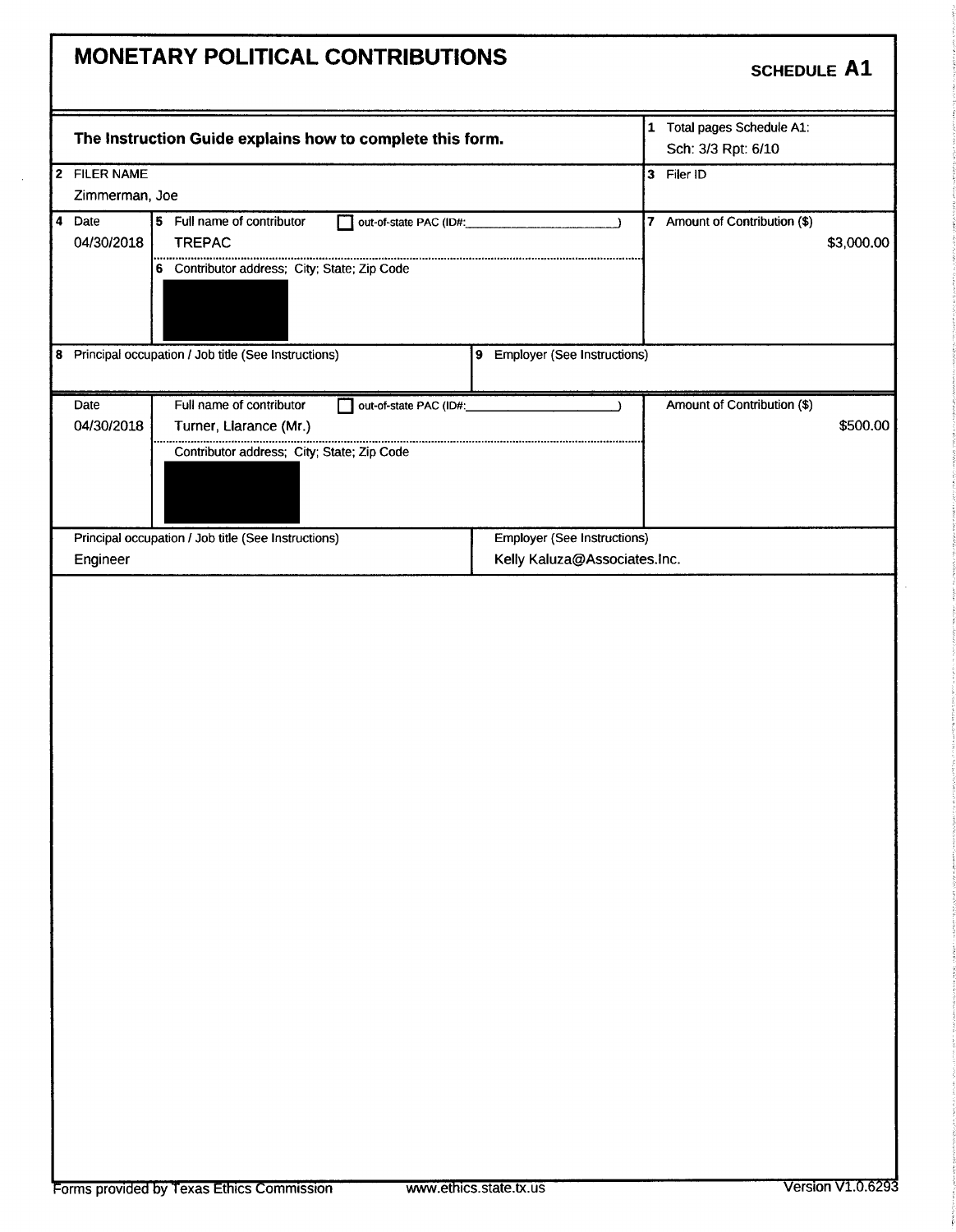# MONETARY POLITICAL CONTRIBUTIONS

**SCHEDULE A1**

| **The Instruction Guide explains how to complete this form.** | 1 Total pages Schedule A1: Sch: 3/3 Rpt: 6/10 |
|---|---|
| 2 FILER NAME<br>Zimmerman, Joe | 3 Filer ID |

| 4 Date | 5 Full name of contributor ☐ out-of-state PAC (ID#: ) | 7 Amount of Contribution ($) |
|---|---|---|
| 04/30/2018 | TREPAC | $3,000.00 |
| | 6 Contributor address; City; State; Zip Code<br>█████ | |

| 8 Principal occupation / Job title (See Instructions) | 9 Employer (See Instructions) |
|---|---|
| | |

| Date | Full name of contributor ☐ out-of-state PAC (ID#: ) | Amount of Contribution ($) |
|---|---|---|
| 04/30/2018 | Turner, Llarance (Mr.) | $500.00 |
| | Contributor address; City; State; Zip Code<br>█████ | |

| Principal occupation / Job title (See Instructions) | Employer (See Instructions) |
|---|---|
| Engineer | Kelly Kaluza@Associates.Inc. |

Forms provided by Texas Ethics Commission www.ethics.state.tx.us Version V1.0.6293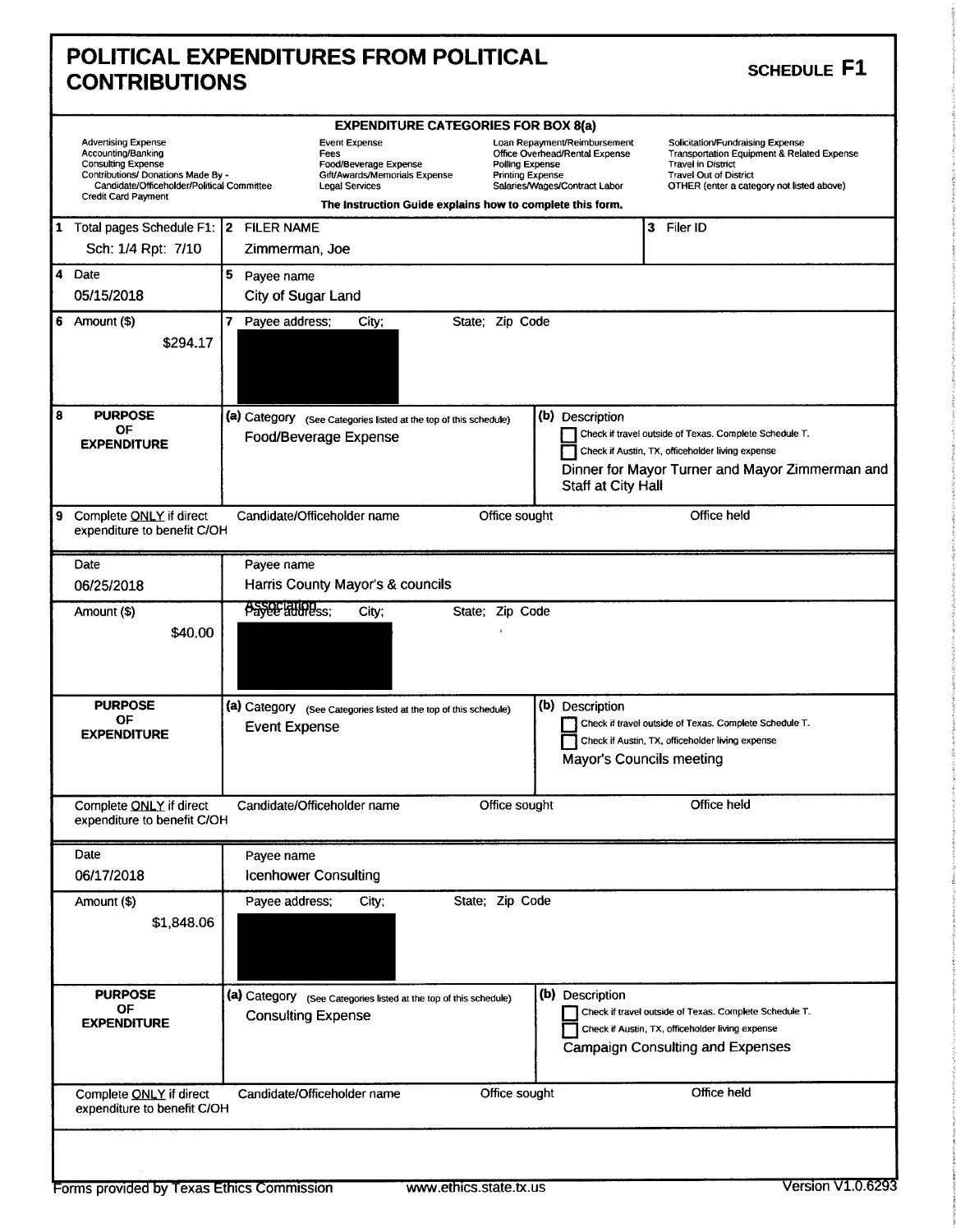# POLITICAL EXPENDITURES FROM POLITICAL CONTRIBUTIONS

**SCHEDULE F1**

**EXPENDITURE CATEGORIES FOR BOX 8(a)**

| | | | |
|---|---|---|---|
| Advertising Expense | Event Expense | Loan Repayment/Reimbursement | Solicitation/Fundraising Expense |
| Accounting/Banking | Fees | Office Overhead/Rental Expense | Transportation Equipment & Related Expense |
| Consulting Expense | Food/Beverage Expense | Polling Expense | Travel in District |
| Contributions/ Donations Made By - Candidate/Officeholder/Political Committee | Gift/Awards/Memorials Expense | Printing Expense | Travel Out of District |
| Credit Card Payment | Legal Services | Salaries/Wages/Contract Labor | OTHER (enter a category not listed above) |

**The Instruction Guide explains how to complete this form.**

| | | |
|---|---|---|
| 1 Total pages Schedule F1: Sch: 1/4 Rpt: 7/10 | 2 FILER NAME: Zimmerman, Joe | 3 Filer ID |

---

| | |
|---|---|
| 4 Date | 05/15/2018 |
| 5 Payee name | City of Sugar Land |
| 6 Amount ($) | $294.17 |
| 7 Payee address; City; State; Zip Code | [redacted] |
| 8 PURPOSE OF EXPENDITURE (a) Category | Food/Beverage Expense |
| (b) Description | ☐ Check if travel outside of Texas. Complete Schedule T. ☐ Check if Austin, TX, officeholder living expense. Dinner for Mayor Turner and Mayor Zimmerman and Staff at City Hall |
| 9 Complete ONLY if direct expenditure to benefit C/OH | Candidate/Officeholder name; Office sought; Office held |

---

| | |
|---|---|
| Date | 06/25/2018 |
| Payee name | Harris County Mayor's & councils Association |
| Amount ($) | $40.00 |
| Payee address; City; State; Zip Code | [redacted] |
| PURPOSE OF EXPENDITURE (a) Category | Event Expense |
| (b) Description | ☐ Check if travel outside of Texas. Complete Schedule T. ☐ Check if Austin, TX, officeholder living expense. Mayor's Councils meeting |
| Complete ONLY if direct expenditure to benefit C/OH | Candidate/Officeholder name; Office sought; Office held |

---

| | |
|---|---|
| Date | 06/17/2018 |
| Payee name | Icenhower Consulting |
| Amount ($) | $1,848.06 |
| Payee address; City; State; Zip Code | [redacted] |
| PURPOSE OF EXPENDITURE (a) Category | Consulting Expense |
| (b) Description | ☐ Check if travel outside of Texas. Complete Schedule T. ☐ Check if Austin, TX, officeholder living expense. Campaign Consulting and Expenses |
| Complete ONLY if direct expenditure to benefit C/OH | Candidate/Officeholder name; Office sought; Office held |

Forms provided by Texas Ethics Commission www.ethics.state.tx.us Version V1.0.6293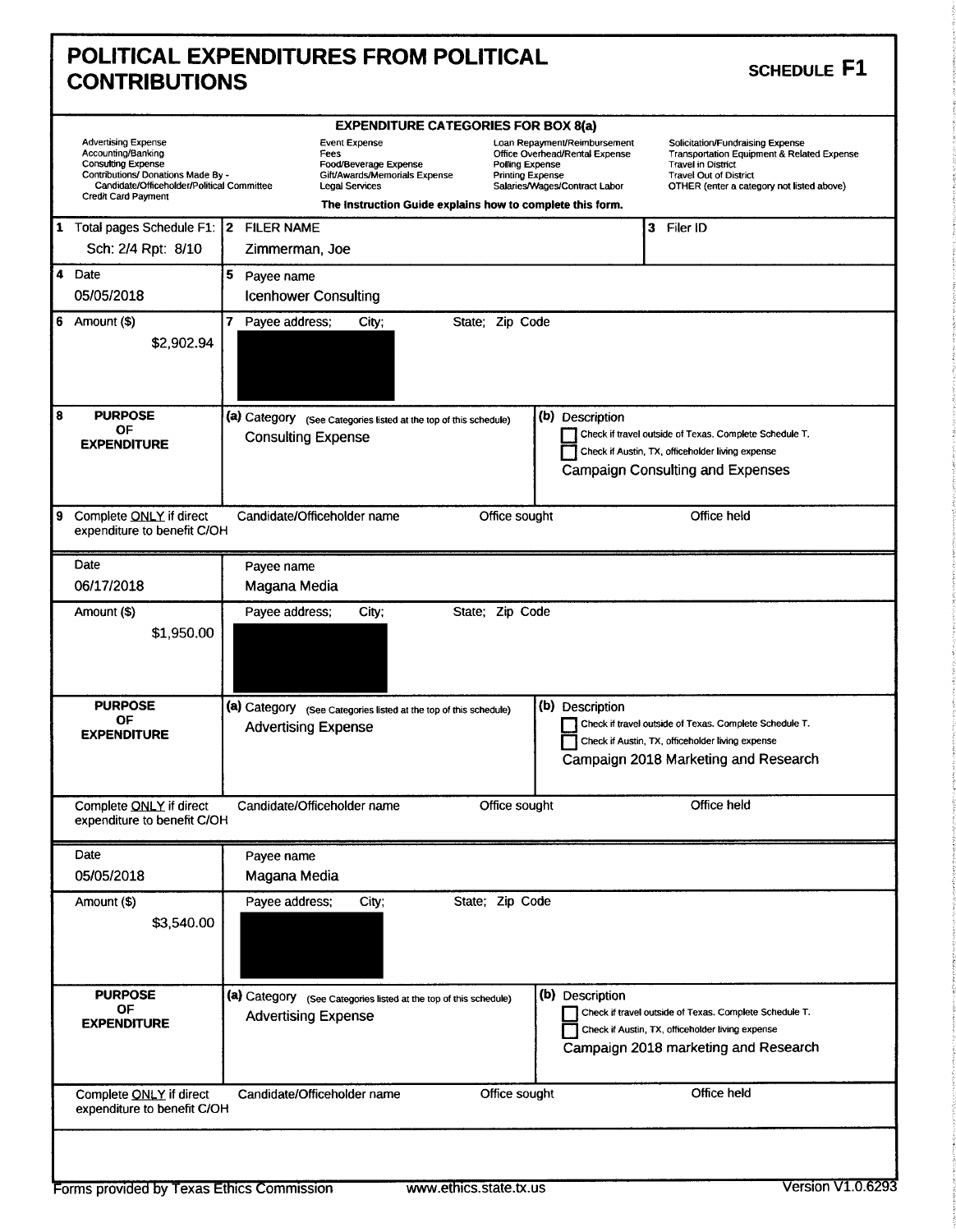# POLITICAL EXPENDITURES FROM POLITICAL CONTRIBUTIONS

**SCHEDULE F1**

**EXPENDITURE CATEGORIES FOR BOX 8(a)**

| | | | |
|---|---|---|---|
| Advertising Expense | Event Expense | Loan Repayment/Reimbursement | Solicitation/Fundraising Expense |
| Accounting/Banking | Fees | Office Overhead/Rental Expense | Transportation Equipment & Related Expense |
| Consulting Expense | Food/Beverage Expense | Polling Expense | Travel in District |
| Contributions/ Donations Made By - Candidate/Officeholder/Political Committee | Gift/Awards/Memorials Expense | Printing Expense | Travel Out of District |
| Credit Card Payment | Legal Services | Salaries/Wages/Contract Labor | OTHER (enter a category not listed above) |

**The Instruction Guide explains how to complete this form.**

| | | |
|---|---|---|
| 1 Total pages Schedule F1: Sch: 2/4 Rpt: 8/10 | 2 FILER NAME Zimmerman, Joe | 3 Filer ID |

| | |
|---|---|
| 4 Date 05/05/2018 | 5 Payee name Icenhower Consulting |
| 6 Amount ($) $2,902.94 | 7 Payee address; City; State; Zip Code [REDACTED] |
| 8 **PURPOSE OF EXPENDITURE** | (a) Category (See Categories listed at the top of this schedule) Consulting Expense |
| | (b) Description ☐ Check if travel outside of Texas. Complete Schedule T. ☐ Check if Austin, TX, officeholder living expense — Campaign Consulting and Expenses |
| 9 Complete ONLY if direct expenditure to benefit C/OH | Candidate/Officeholder name / Office sought / Office held |

| | |
|---|---|
| Date 06/17/2018 | Payee name Magana Media |
| Amount ($) $1,950.00 | Payee address; City; State; Zip Code [REDACTED] |
| **PURPOSE OF EXPENDITURE** | (a) Category (See Categories listed at the top of this schedule) Advertising Expense |
| | (b) Description ☐ Check if travel outside of Texas. Complete Schedule T. ☐ Check if Austin, TX, officeholder living expense — Campaign 2018 Marketing and Research |
| Complete ONLY if direct expenditure to benefit C/OH | Candidate/Officeholder name / Office sought / Office held |

| | |
|---|---|
| Date 05/05/2018 | Payee name Magana Media |
| Amount ($) $3,540.00 | Payee address; City; State; Zip Code [REDACTED] |
| **PURPOSE OF EXPENDITURE** | (a) Category (See Categories listed at the top of this schedule) Advertising Expense |
| | (b) Description ☐ Check if travel outside of Texas. Complete Schedule T. ☐ Check if Austin, TX, officeholder living expense — Campaign 2018 marketing and Research |
| Complete ONLY if direct expenditure to benefit C/OH | Candidate/Officeholder name / Office sought / Office held |

Forms provided by Texas Ethics Commission www.ethics.state.tx.us Version V1.0.6293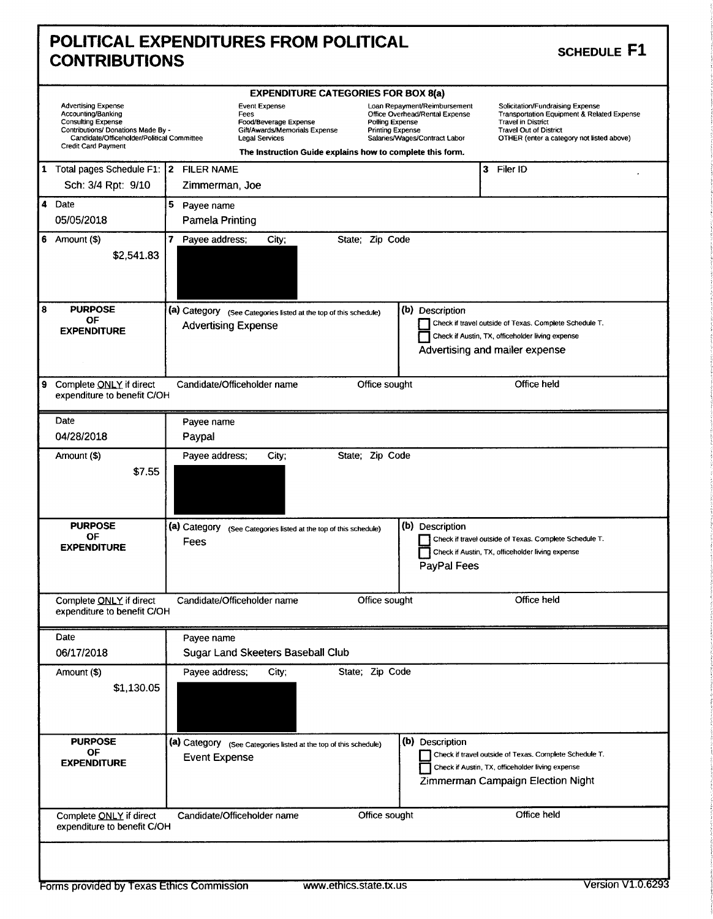# POLITICAL EXPENDITURES FROM POLITICAL CONTRIBUTIONS

**SCHEDULE F1**

**EXPENDITURE CATEGORIES FOR BOX 8(a)**

| | | | |
|---|---|---|---|
| Advertising Expense | Event Expense | Loan Repayment/Reimbursement | Solicitation/Fundraising Expense |
| Accounting/Banking | Fees | Office Overhead/Rental Expense | Transportation Equipment & Related Expense |
| Consulting Expense | Food/Beverage Expense | Polling Expense | Travel in District |
| Contributions/ Donations Made By - Candidate/Officeholder/Political Committee | Gift/Awards/Memorials Expense | Printing Expense | Travel Out of District |
| Credit Card Payment | Legal Services | Salaries/Wages/Contract Labor | OTHER (enter a category not listed above) |

**The Instruction Guide explains how to complete this form.**

| | | |
|---|---|---|
| **1** Total pages Schedule F1: Sch: 3/4 Rpt: 9/10 | **2** FILER NAME: Zimmerman, Joe | **3** Filer ID |

| | |
|---|---|
| **4** Date: 05/05/2018 | **5** Payee name: Pamela Printing |
| **6** Amount ($): $2,541.83 | **7** Payee address; City; State; Zip Code: [redacted] |
| **8 PURPOSE OF EXPENDITURE** | **(a)** Category: Advertising Expense |
| | **(b)** Description: ☐ Check if travel outside of Texas. Complete Schedule T. ☐ Check if Austin, TX, officeholder living expense. Advertising and mailer expense |
| **9** Complete ONLY if direct expenditure to benefit C/OH | Candidate/Officeholder name / Office sought / Office held |

| | |
|---|---|
| Date: 04/28/2018 | Payee name: Paypal |
| Amount ($): $7.55 | Payee address; City; State; Zip Code: [redacted] |
| **PURPOSE OF EXPENDITURE** | **(a)** Category: Fees |
| | **(b)** Description: ☐ Check if travel outside of Texas. Complete Schedule T. ☐ Check if Austin, TX, officeholder living expense. PayPal Fees |
| Complete ONLY if direct expenditure to benefit C/OH | Candidate/Officeholder name / Office sought / Office held |

| | |
|---|---|
| Date: 06/17/2018 | Payee name: Sugar Land Skeeters Baseball Club |
| Amount ($): $1,130.05 | Payee address; City; State; Zip Code: [redacted] |
| **PURPOSE OF EXPENDITURE** | **(a)** Category: Event Expense |
| | **(b)** Description: ☐ Check if travel outside of Texas. Complete Schedule T. ☐ Check if Austin, TX, officeholder living expense. Zimmerman Campaign Election Night |
| Complete ONLY if direct expenditure to benefit C/OH | Candidate/Officeholder name / Office sought / Office held |

Forms provided by Texas Ethics Commission www.ethics.state.tx.us Version V1.0.6293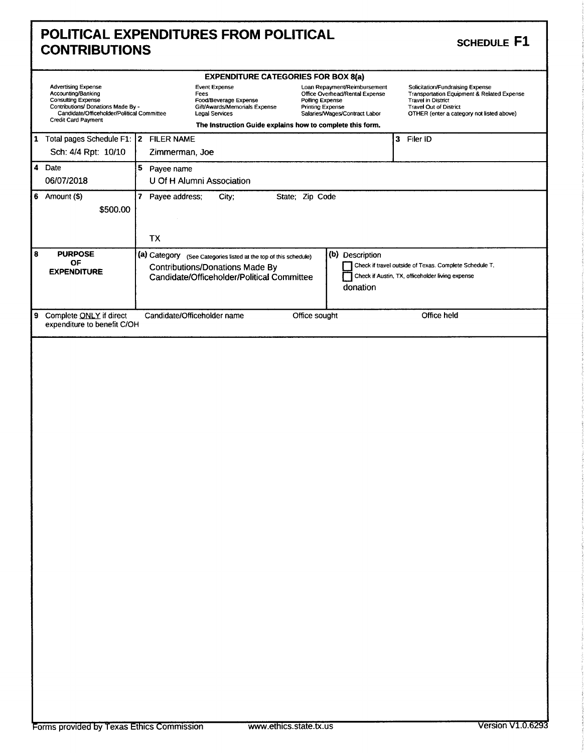# POLITICAL EXPENDITURES FROM POLITICAL CONTRIBUTIONS

**SCHEDULE F1**

**EXPENDITURE CATEGORIES FOR BOX 8(a)**

| | | | |
|---|---|---|---|
| Advertising Expense | Event Expense | Loan Repayment/Reimbursement | Solicitation/Fundraising Expense |
| Accounting/Banking | Fees | Office Overhead/Rental Expense | Transportation Equipment & Related Expense |
| Consulting Expense | Food/Beverage Expense | Polling Expense | Travel in District |
| Contributions/ Donations Made By - Candidate/Officeholder/Political Committee | Gift/Awards/Memorials Expense | Printing Expense | Travel Out of District |
| Credit Card Payment | Legal Services | Salaries/Wages/Contract Labor | OTHER (enter a category not listed above) |

**The Instruction Guide explains how to complete this form.**

| | | |
|---|---|---|
| 1 Total pages Schedule F1: Sch: 4/4 Rpt: 10/10 | 2 FILER NAME Zimmerman, Joe | 3 Filer ID |
| 4 Date 06/07/2018 | 5 Payee name U Of H Alumni Association | |
| 6 Amount ($) $500.00 | 7 Payee address; City; State; Zip Code TX | |
| 8 **PURPOSE OF EXPENDITURE** | (a) Category (See Categories listed at the top of this schedule) Contributions/Donations Made By Candidate/Officeholder/Political Committee | (b) Description ☐ Check if travel outside of Texas. Complete Schedule T. ☐ Check if Austin, TX, officeholder living expense donation |
| 9 Complete ONLY if direct expenditure to benefit C/OH | Candidate/Officeholder name | Office sought / Office held |

Forms provided by Texas Ethics Commission www.ethics.state.tx.us Version V1.0.6293